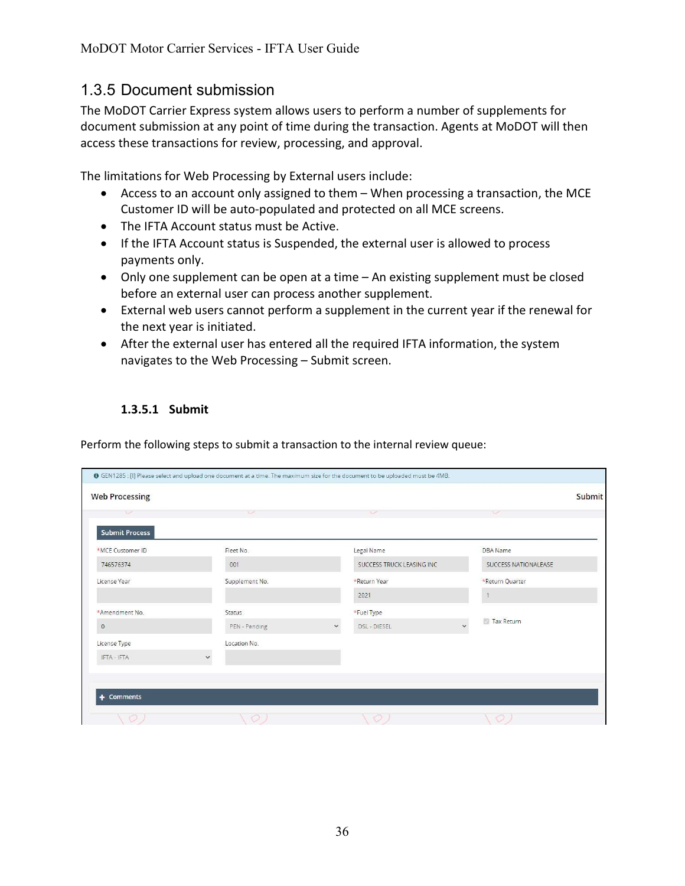## 1.3.5 Document submission

The MoDOT Carrier Express system allows users to perform a number of supplements for document submission at any point of time during the transaction. Agents at MoDOT will then access these transactions for review, processing, and approval.

The limitations for Web Processing by External users include:

- Access to an account only assigned to them – When processing a transaction, the MCE Customer ID will be auto-populated and protected on all MCE screens.
- The IFTA Account status must be Active.
- If the IFTA Account status is Suspended, the external user is allowed to process payments only.
- Only one supplement can be open at a time – An existing supplement must be closed before an external user can process another supplement.
- External web users cannot perform a supplement in the current year if the renewal for the next year is initiated.
- After the external user has entered all the required IFTA information, the system navigates to the Web Processing – Submit screen.

### 1.3.5.1 Submit

Perform the following steps to submit a transaction to the internal review queue:

GEN1285 : [I] Please select and upload one document at a time. The maximum size for the document to be uploaded must be 4MB.

**Web Processing** — Submit

**Submit Process**

| *MCE Customer ID | Fleet No. | *Legal Name | DBA Name |
| --- | --- | --- | --- |
| 746576374 | 001 | SUCCESS TRUCK LEASING INC | SUCCESS NATIONALEASE |
| License Year | Supplement No. | *Return Year | *Return Quarter |
| | | 2021 | 1 |
| *Amendment No. | Status | *Fuel Type | Tax Return |
| 0 | PEN - Pending | DSL - DIESEL | |
| License Type | Location No. | | |
| IFTA - IFTA | | | |

+ Comments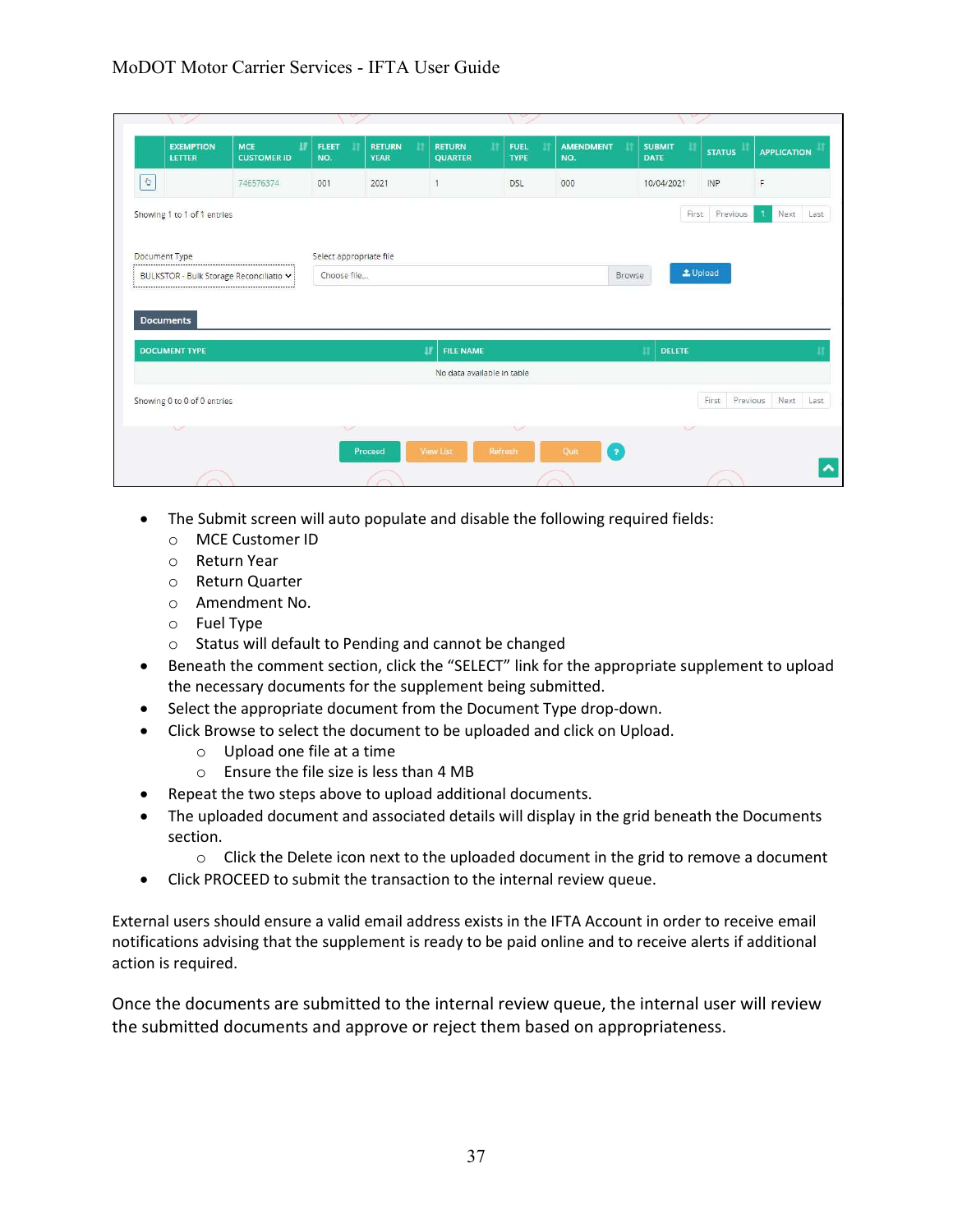- The Submit screen will auto populate and disable the following required fields:
  - MCE Customer ID
  - Return Year
  - Return Quarter
  - Amendment No.
  - Fuel Type
  - Status will default to Pending and cannot be changed
- Beneath the comment section, click the “SELECT” link for the appropriate supplement to upload the necessary documents for the supplement being submitted.
- Select the appropriate document from the Document Type drop-down.
- Click Browse to select the document to be uploaded and click on Upload.
  - Upload one file at a time
  - Ensure the file size is less than 4 MB
- Repeat the two steps above to upload additional documents.
- The uploaded document and associated details will display in the grid beneath the Documents section.
  - Click the Delete icon next to the uploaded document in the grid to remove a document
- Click PROCEED to submit the transaction to the internal review queue.

External users should ensure a valid email address exists in the IFTA Account in order to receive email notifications advising that the supplement is ready to be paid online and to receive alerts if additional action is required.

Once the documents are submitted to the internal review queue, the internal user will review the submitted documents and approve or reject them based on appropriateness.